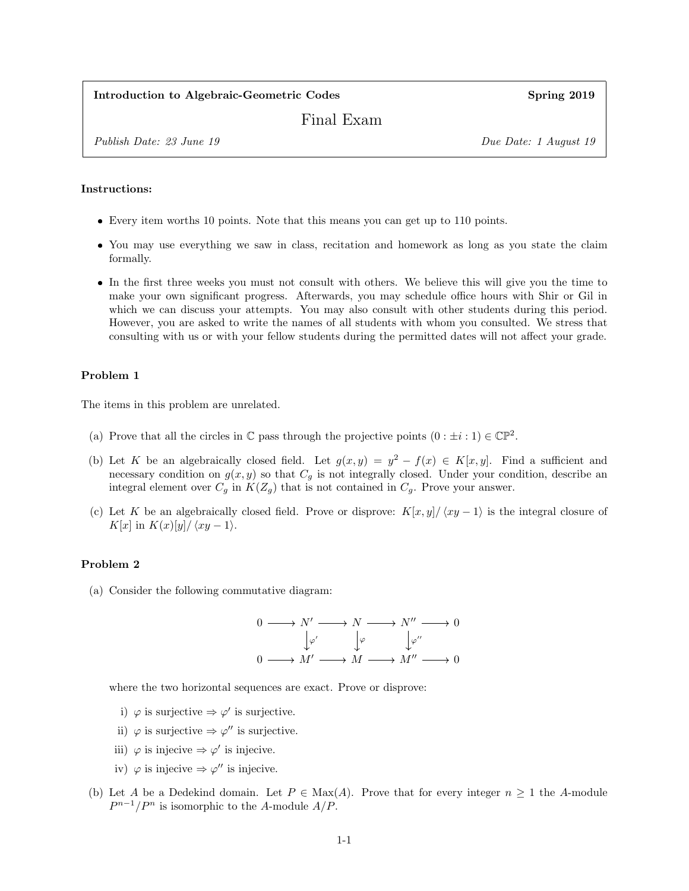**Introduction to Algebraic-Geometric Codes** **Spring 2019**

# Final Exam

*Publish Date: 23 June 19* *Due Date: 1 August 19*

**Instructions:**

- Every item worths 10 points. Note that this means you can get up to 110 points.
- You may use everything we saw in class, recitation and homework as long as you state the claim formally.
- In the first three weeks you must not consult with others. We believe this will give you the time to make your own significant progress. Afterwards, you may schedule office hours with Shir or Gil in which we can discuss your attempts. You may also consult with other students during this period. However, you are asked to write the names of all students with whom you consulted. We stress that consulting with us or with your fellow students during the permitted dates will not affect your grade.

### Problem 1

The items in this problem are unrelated.

(a) Prove that all the circles in $\mathbb{C}$ pass through the projective points $(0 : \pm i : 1) \in \mathbb{CP}^2$.

(b) Let $K$ be an algebraically closed field. Let $g(x,y) = y^2 - f(x) \in K[x,y]$. Find a sufficient and necessary condition on $g(x,y)$ so that $C_g$ is not integrally closed. Under your condition, describe an integral element over $C_g$ in $K(Z_g)$ that is not contained in $C_g$. Prove your answer.

(c) Let $K$ be an algebraically closed field. Prove or disprove: $K[x,y]/\langle xy-1\rangle$ is the integral closure of $K[x]$ in $K(x)[y]/\langle xy-1\rangle$.

### Problem 2

(a) Consider the following commutative diagram:

$$
\begin{array}{ccccccccc}
0 & \longrightarrow & N' & \longrightarrow & N & \longrightarrow & N'' & \longrightarrow & 0 \\
 & & \downarrow{\scriptstyle\varphi'} & & \downarrow{\scriptstyle\varphi} & & \downarrow{\scriptstyle\varphi''} & & \\
0 & \longrightarrow & M' & \longrightarrow & M & \longrightarrow & M'' & \longrightarrow & 0
\end{array}
$$

where the two horizontal sequences are exact. Prove or disprove:

i) $\varphi$ is surjective $\Rightarrow \varphi'$ is surjective.

ii) $\varphi$ is surjective $\Rightarrow \varphi''$ is surjective.

iii) $\varphi$ is injecive $\Rightarrow \varphi'$ is injecive.

iv) $\varphi$ is injecive $\Rightarrow \varphi''$ is injecive.

(b) Let $A$ be a Dedekind domain. Let $P \in \mathrm{Max}(A)$. Prove that for every integer $n \geq 1$ the $A$-module $P^{n-1}/P^n$ is isomorphic to the $A$-module $A/P$.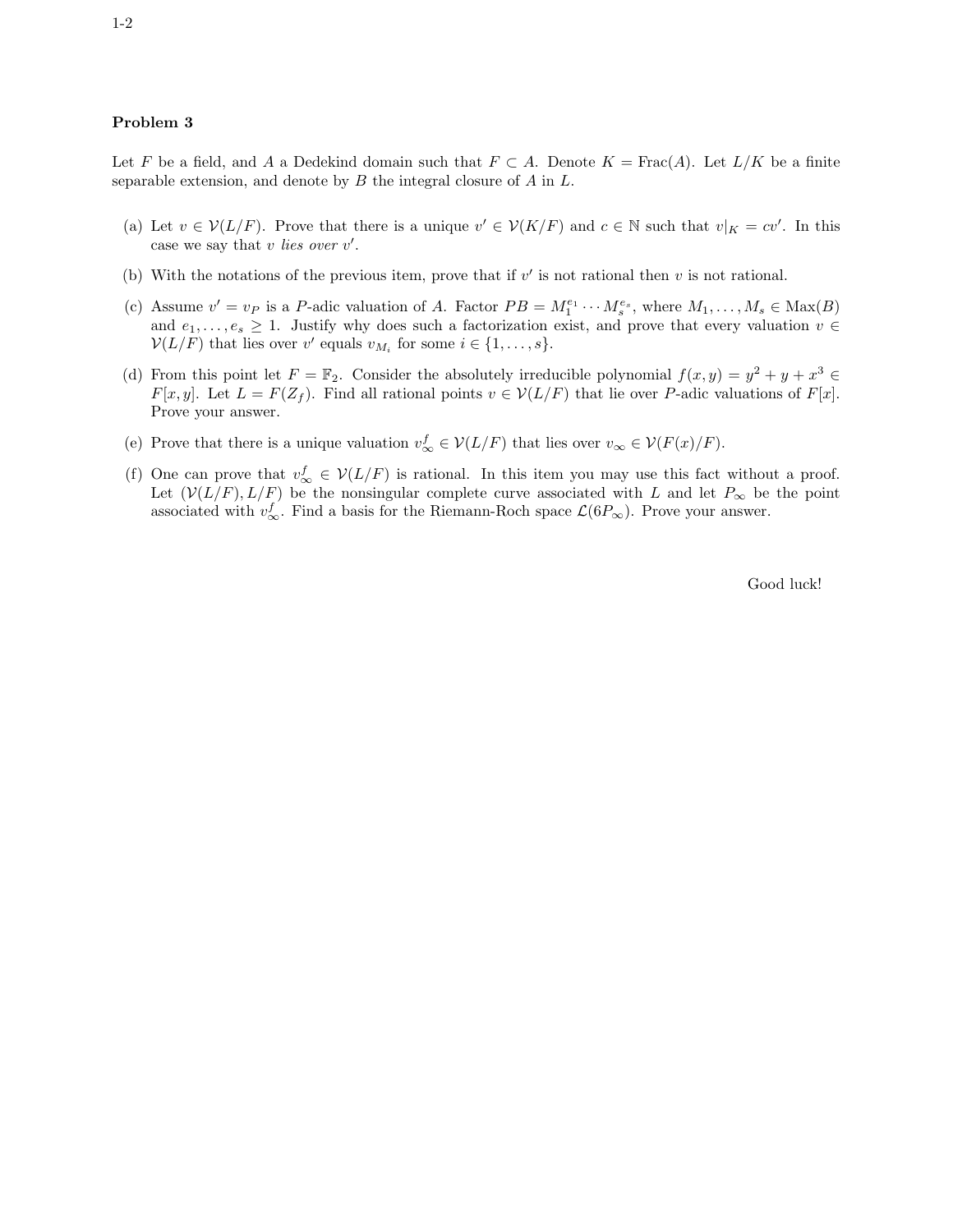## Problem 3

Let $F$ be a field, and $A$ a Dedekind domain such that $F \subset A$. Denote $K = \text{Frac}(A)$. Let $L/K$ be a finite separable extension, and denote by $B$ the integral closure of $A$ in $L$.

(a) Let $v \in \mathcal{V}(L/F)$. Prove that there is a unique $v' \in \mathcal{V}(K/F)$ and $c \in \mathbb{N}$ such that $v|_K = cv'$. In this case we say that $v$ *lies over* $v'$.

(b) With the notations of the previous item, prove that if $v'$ is not rational then $v$ is not rational.

(c) Assume $v' = v_P$ is a $P$-adic valuation of $A$. Factor $PB = M_1^{e_1} \cdots M_s^{e_s}$, where $M_1, \ldots, M_s \in \text{Max}(B)$ and $e_1, \ldots, e_s \geq 1$. Justify why does such a factorization exist, and prove that every valuation $v \in \mathcal{V}(L/F)$ that lies over $v'$ equals $v_{M_i}$ for some $i \in \{1, \ldots, s\}$.

(d) From this point let $F = \mathbb{F}_2$. Consider the absolutely irreducible polynomial $f(x, y) = y^2 + y + x^3 \in F[x, y]$. Let $L = F(Z_f)$. Find all rational points $v \in \mathcal{V}(L/F)$ that lie over $P$-adic valuations of $F[x]$. Prove your answer.

(e) Prove that there is a unique valuation $v_\infty^f \in \mathcal{V}(L/F)$ that lies over $v_\infty \in \mathcal{V}(F(x)/F)$.

(f) One can prove that $v_\infty^f \in \mathcal{V}(L/F)$ is rational. In this item you may use this fact without a proof. Let $(\mathcal{V}(L/F), L/F)$ be the nonsingular complete curve associated with $L$ and let $P_\infty$ be the point associated with $v_\infty^f$. Find a basis for the Riemann-Roch space $\mathcal{L}(6P_\infty)$. Prove your answer.

Good luck!